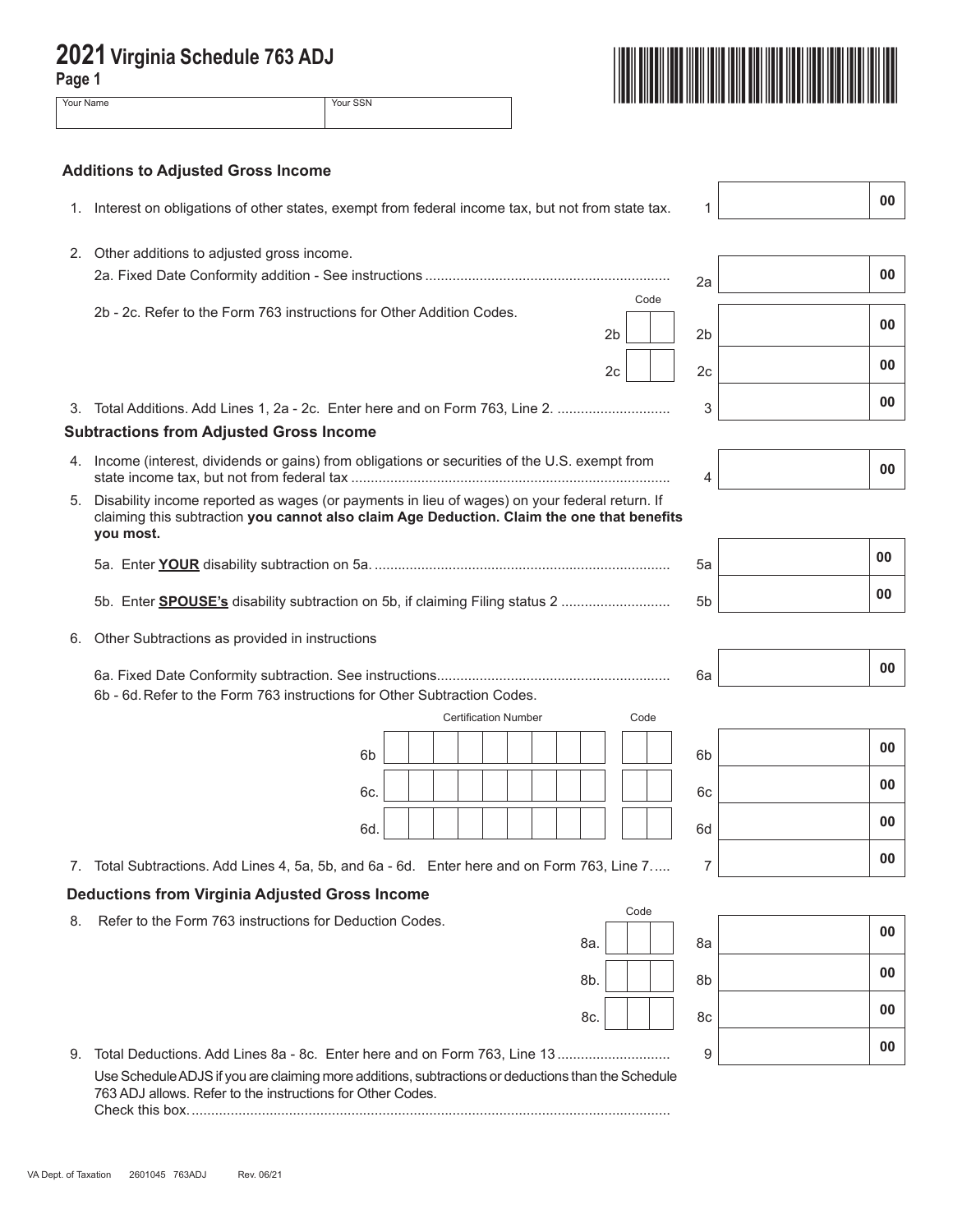# 2021 Virginia Schedule 763 ADJ

Page 1

| Your Name | Your SSN |
|---|---|
| | |

### Additions to Adjusted Gross Income

1. Interest on obligations of other states, exempt from federal income tax, but not from state tax. 1 .00

2. Other additions to adjusted gross income.

   2a. Fixed Date Conformity addition - See instructions .............................................................. 2a .00

   2b - 2c. Refer to the Form 763 instructions for Other Addition Codes.

   | | Code | | Amount |
   |---|---|---|---|
   | 2b | | 2b | .00 |
   | 2c | | 2c | .00 |

3. Total Additions. Add Lines 1, 2a - 2c. Enter here and on Form 763, Line 2. ............................ 3 .00

### Subtractions from Adjusted Gross Income

4. Income (interest, dividends or gains) from obligations or securities of the U.S. exempt from state income tax, but not from federal tax ................................................................................. 4 .00

5. Disability income reported as wages (or payments in lieu of wages) on your federal return. If claiming this subtraction **you cannot also claim Age Deduction. Claim the one that benefits you most.**

   5a. Enter **YOUR** disability subtraction on 5a. .......................................................................... 5a .00

   5b. Enter **SPOUSE's** disability subtraction on 5b, if claiming Filing status 2 ........................... 5b .00

6. Other Subtractions as provided in instructions

   6a. Fixed Date Conformity subtraction. See instructions........................................................... 6a .00

   6b - 6d. Refer to the Form 763 instructions for Other Subtraction Codes.

   | | Certification Number | Code | | Amount |
   |---|---|---|---|---|
   | 6b | | | 6b | .00 |
   | 6c. | | | 6c | .00 |
   | 6d. | | | 6d | .00 |

7. Total Subtractions. Add Lines 4, 5a, 5b, and 6a - 6d. Enter here and on Form 763, Line 7..... 7 .00

### Deductions from Virginia Adjusted Gross Income

8. Refer to the Form 763 instructions for Deduction Codes.

   | | Code | | Amount |
   |---|---|---|---|
   | 8a. | | 8a | .00 |
   | 8b. | | 8b | .00 |
   | 8c. | | 8c | .00 |

9. Total Deductions. Add Lines 8a - 8c. Enter here and on Form 763, Line 13 ............................ 9 .00

   Use Schedule ADJS if you are claiming more additions, subtractions or deductions than the Schedule 763 ADJ allows. Refer to the instructions for Other Codes.
   Check this box. ..........................................................................................................................

VA Dept. of Taxation 2601045 763ADJ Rev. 06/21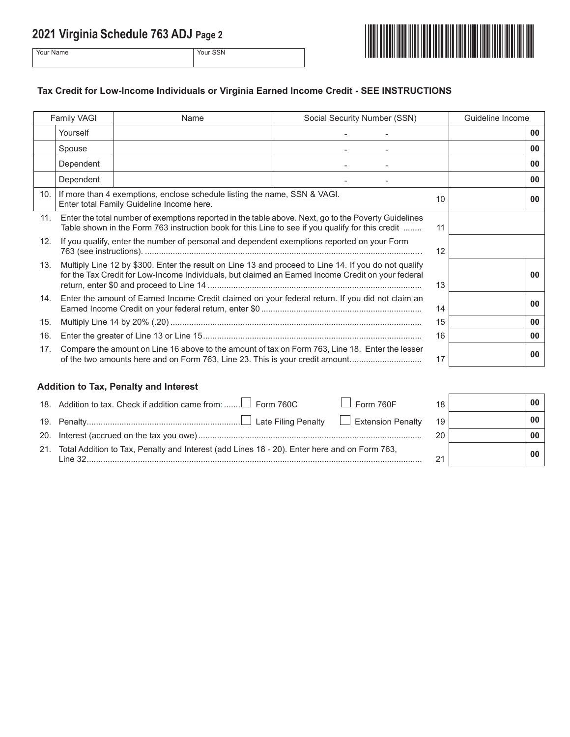# 2021 Virginia Schedule 763 ADJ Page 2

| Your Name | Your SSN |
|---|---|
| | |

### Tax Credit for Low-Income Individuals or Virginia Earned Income Credit - SEE INSTRUCTIONS

| Family VAGI | | Name | Social Security Number (SSN) | | Guideline Income |
|---|---|---|---|---|---|
| | Yourself | | - - | | 00 |
| | Spouse | | - - | | 00 |
| | Dependent | | - - | | 00 |
| | Dependent | | - - | | 00 |
| 10. | If more than 4 exemptions, enclose schedule listing the name, SSN & VAGI. Enter total Family Guideline Income here. | | | 10 | 00 |

| | | | |
|---|---|---|---|
| 11. | Enter the total number of exemptions reported in the table above. Next, go to the Poverty Guidelines Table shown in the Form 763 instruction book for this Line to see if you qualify for this credit ........ | 11 | |
| 12. | If you qualify, enter the number of personal and dependent exemptions reported on your Form 763 (see instructions). ....................................................................................................................... | 12 | |
| 13. | Multiply Line 12 by $300. Enter the result on Line 13 and proceed to Line 14. If you do not qualify for the Tax Credit for Low-Income Individuals, but claimed an Earned Income Credit on your federal return, enter $0 and proceed to Line 14 ........................................................................................... | 13 | 00 |
| 14. | Enter the amount of Earned Income Credit claimed on your federal return. If you did not claim an Earned Income Credit on your federal return, enter $0 .................................................................... | 14 | 00 |
| 15. | Multiply Line 14 by 20% (.20) ........................................................................................................... | 15 | 00 |
| 16. | Enter the greater of Line 13 or Line 15............................................................................................. | 16 | 00 |
| 17. | Compare the amount on Line 16 above to the amount of tax on Form 763, Line 18. Enter the lesser of the two amounts here and on Form 763, Line 23. This is your credit amount.............................. | 17 | 00 |

### Addition to Tax, Penalty and Interest

| | | | |
|---|---|---|---|
| 18. | Addition to tax. Check if addition came from: ....... ☐ Form 760C ☐ Form 760F | 18 | 00 |
| 19. | Penalty.................................................................. ☐ Late Filing Penalty ☐ Extension Penalty | 19 | 00 |
| 20. | Interest (accrued on the tax you owe)................................................................................................ | 20 | 00 |
| 21. | Total Addition to Tax, Penalty and Interest (add Lines 18 - 20). Enter here and on Form 763, Line 32................................................................................................................................................ | 21 | 00 |